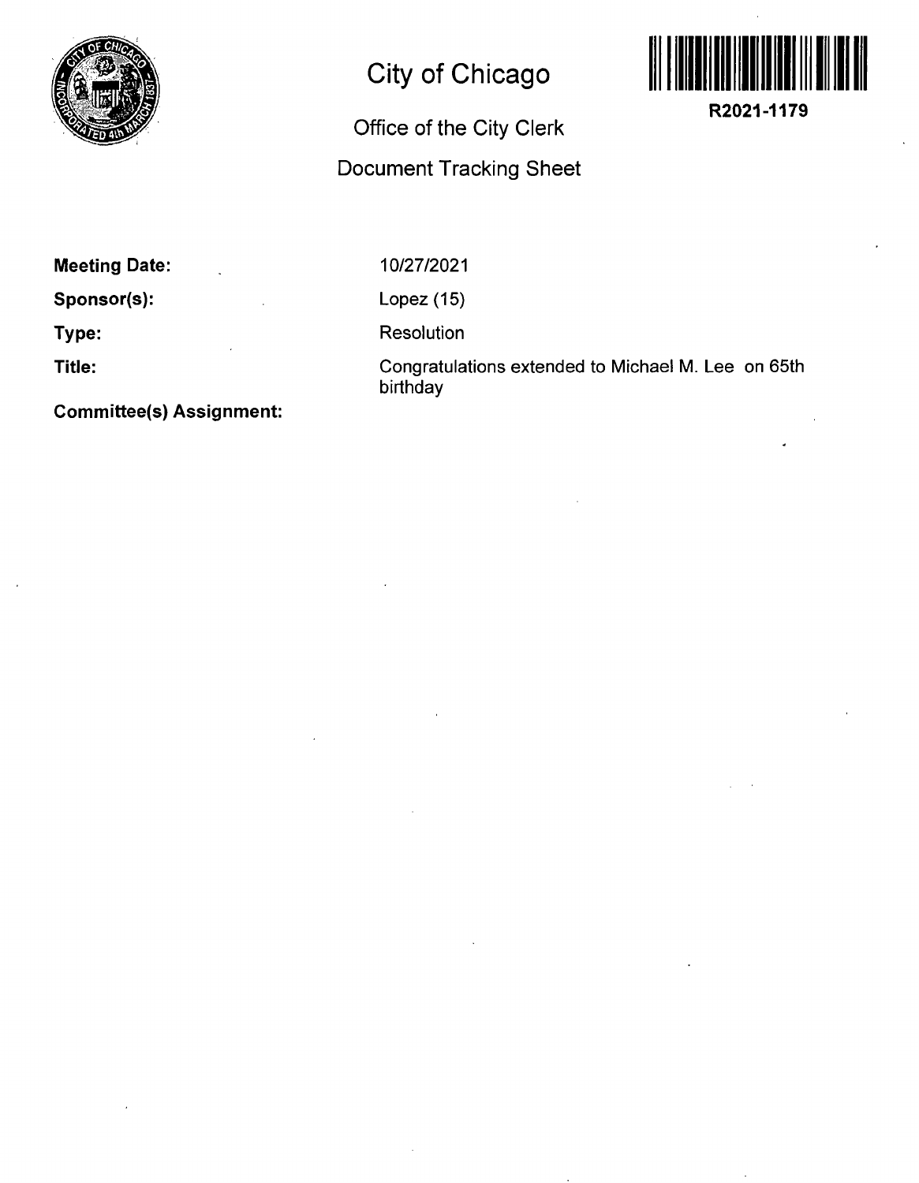# City of Chicago

## Office of the City Clerk

## Document Tracking Sheet

**R2021-1179**

**Meeting Date:** 10/27/2021

**Sponsor(s):** Lopez (15)

**Type:** Resolution

**Title:** Congratulations extended to Michael M. Lee on 65th birthday

**Committee(s) Assignment:**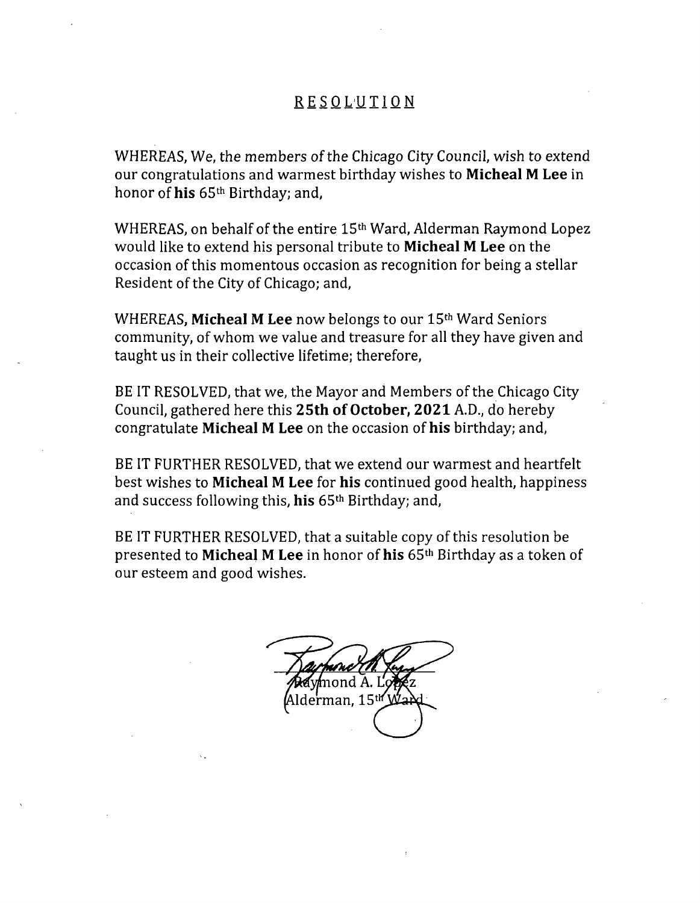# RESOLUTION

WHEREAS, We, the members of the Chicago City Council, wish to extend our congratulations and warmest birthday wishes to **Micheal M Lee** in honor of **his** 65th Birthday; and,

WHEREAS, on behalf of the entire 15th Ward, Alderman Raymond Lopez would like to extend his personal tribute to **Micheal M Lee** on the occasion of this momentous occasion as recognition for being a stellar Resident of the City of Chicago; and,

WHEREAS, **Micheal M Lee** now belongs to our 15th Ward Seniors community, of whom we value and treasure for all they have given and taught us in their collective lifetime; therefore,

BE IT RESOLVED, that we, the Mayor and Members of the Chicago City Council, gathered here this **25th of October, 2021** A.D., do hereby congratulate **Micheal M Lee** on the occasion of **his** birthday; and,

BE IT FURTHER RESOLVED, that we extend our warmest and heartfelt best wishes to **Micheal M Lee** for **his** continued good health, happiness and success following this, **his** 65th Birthday; and,

BE IT FURTHER RESOLVED, that a suitable copy of this resolution be presented to **Micheal M Lee** in honor of **his** 65th Birthday as a token of our esteem and good wishes.

Raymond A. Lopez
Alderman, 15th Ward